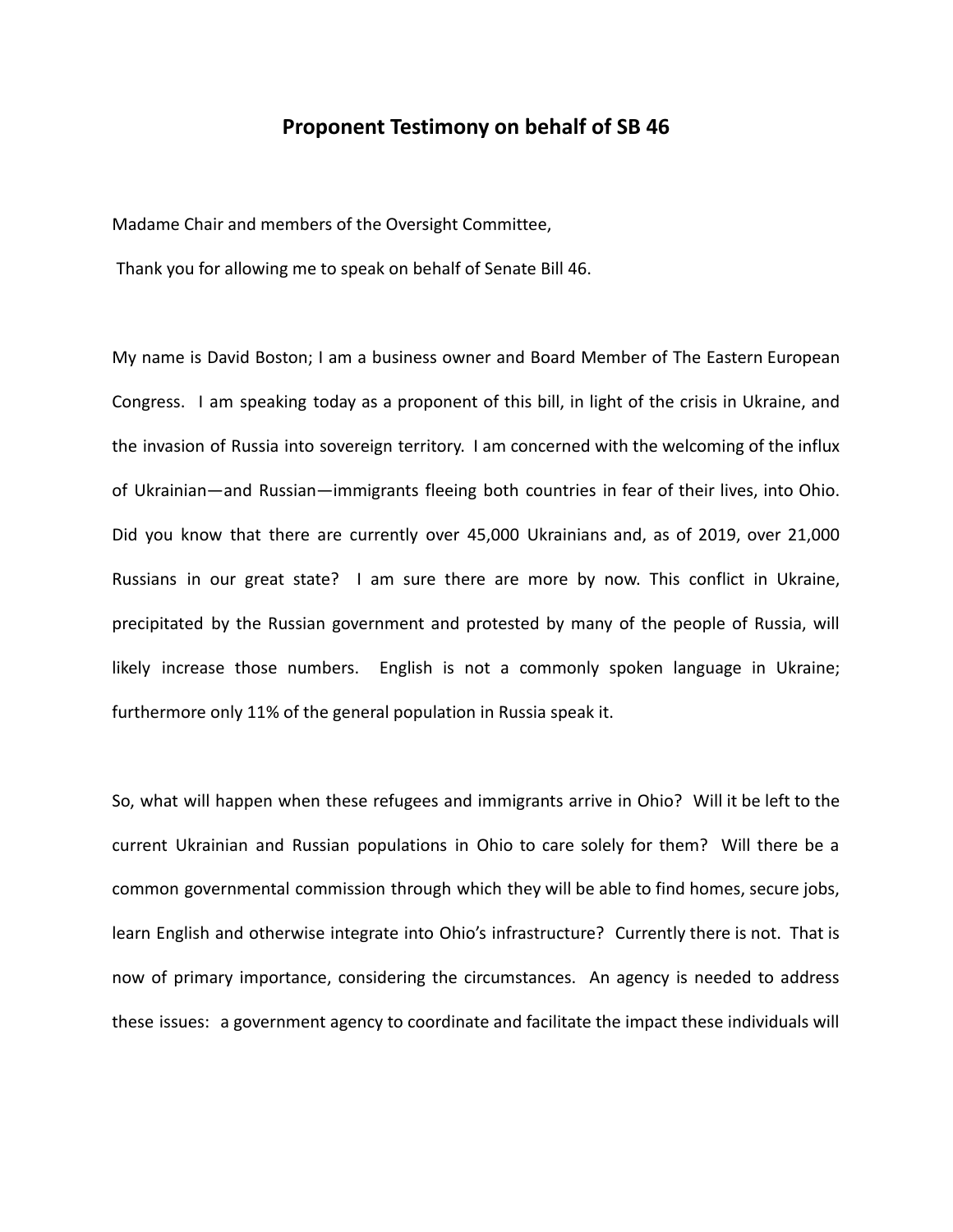# Proponent Testimony on behalf of SB 46

Madame Chair and members of the Oversight Committee,

Thank you for allowing me to speak on behalf of Senate Bill 46.

My name is David Boston; I am a business owner and Board Member of The Eastern European Congress. I am speaking today as a proponent of this bill, in light of the crisis in Ukraine, and the invasion of Russia into sovereign territory. I am concerned with the welcoming of the influx of Ukrainian—and Russian—immigrants fleeing both countries in fear of their lives, into Ohio. Did you know that there are currently over 45,000 Ukrainians and, as of 2019, over 21,000 Russians in our great state? I am sure there are more by now. This conflict in Ukraine, precipitated by the Russian government and protested by many of the people of Russia, will likely increase those numbers. English is not a commonly spoken language in Ukraine; furthermore only 11% of the general population in Russia speak it.

So, what will happen when these refugees and immigrants arrive in Ohio? Will it be left to the current Ukrainian and Russian populations in Ohio to care solely for them? Will there be a common governmental commission through which they will be able to find homes, secure jobs, learn English and otherwise integrate into Ohio's infrastructure? Currently there is not. That is now of primary importance, considering the circumstances. An agency is needed to address these issues: a government agency to coordinate and facilitate the impact these individuals will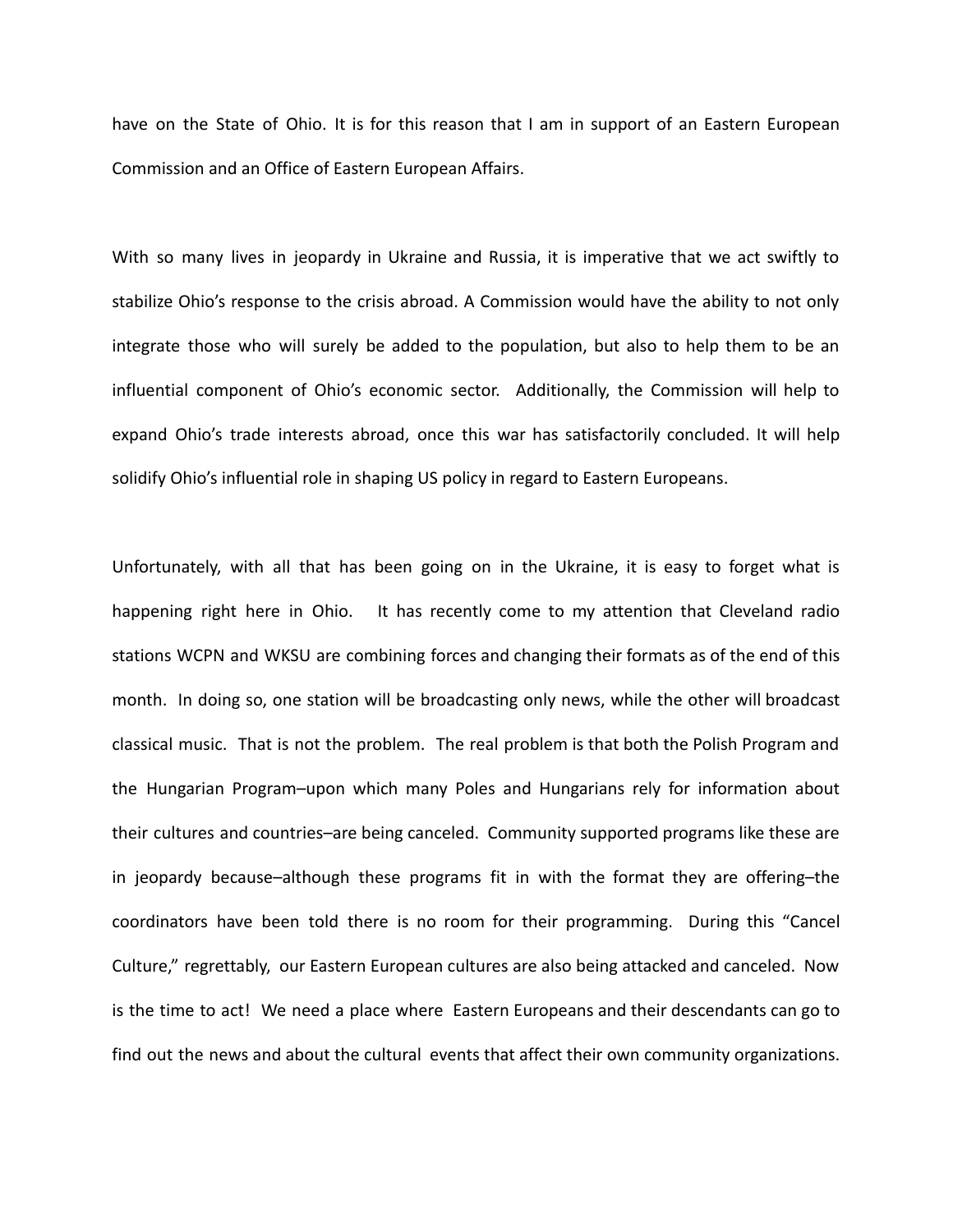have on the State of Ohio. It is for this reason that I am in support of an Eastern European Commission and an Office of Eastern European Affairs.

With so many lives in jeopardy in Ukraine and Russia, it is imperative that we act swiftly to stabilize Ohio's response to the crisis abroad. A Commission would have the ability to not only integrate those who will surely be added to the population, but also to help them to be an influential component of Ohio's economic sector. Additionally, the Commission will help to expand Ohio's trade interests abroad, once this war has satisfactorily concluded. It will help solidify Ohio's influential role in shaping US policy in regard to Eastern Europeans.

Unfortunately, with all that has been going on in the Ukraine, it is easy to forget what is happening right here in Ohio. It has recently come to my attention that Cleveland radio stations WCPN and WKSU are combining forces and changing their formats as of the end of this month. In doing so, one station will be broadcasting only news, while the other will broadcast classical music. That is not the problem. The real problem is that both the Polish Program and the Hungarian Program–upon which many Poles and Hungarians rely for information about their cultures and countries–are being canceled. Community supported programs like these are in jeopardy because–although these programs fit in with the format they are offering–the coordinators have been told there is no room for their programming. During this "Cancel Culture," regrettably, our Eastern European cultures are also being attacked and canceled. Now is the time to act! We need a place where Eastern Europeans and their descendants can go to find out the news and about the cultural events that affect their own community organizations.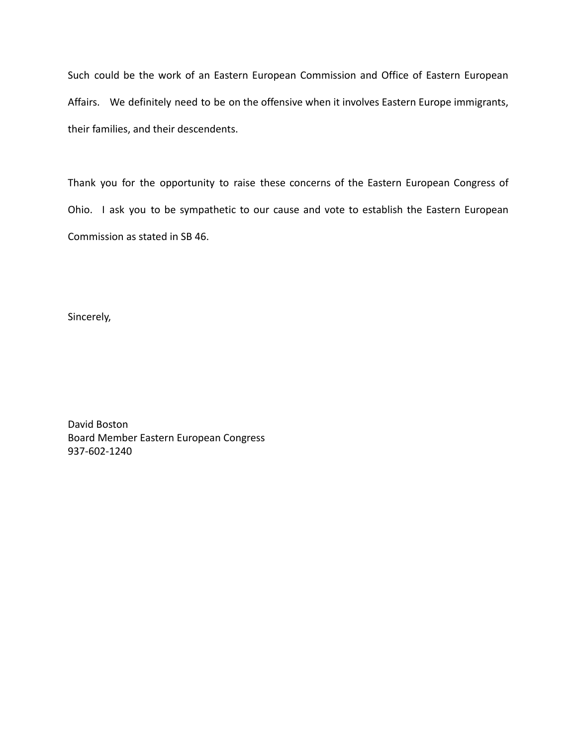Such could be the work of an Eastern European Commission and Office of Eastern European Affairs. We definitely need to be on the offensive when it involves Eastern Europe immigrants, their families, and their descendents.

Thank you for the opportunity to raise these concerns of the Eastern European Congress of Ohio. I ask you to be sympathetic to our cause and vote to establish the Eastern European Commission as stated in SB 46.

Sincerely,

David Boston  
Board Member Eastern European Congress  
937-602-1240